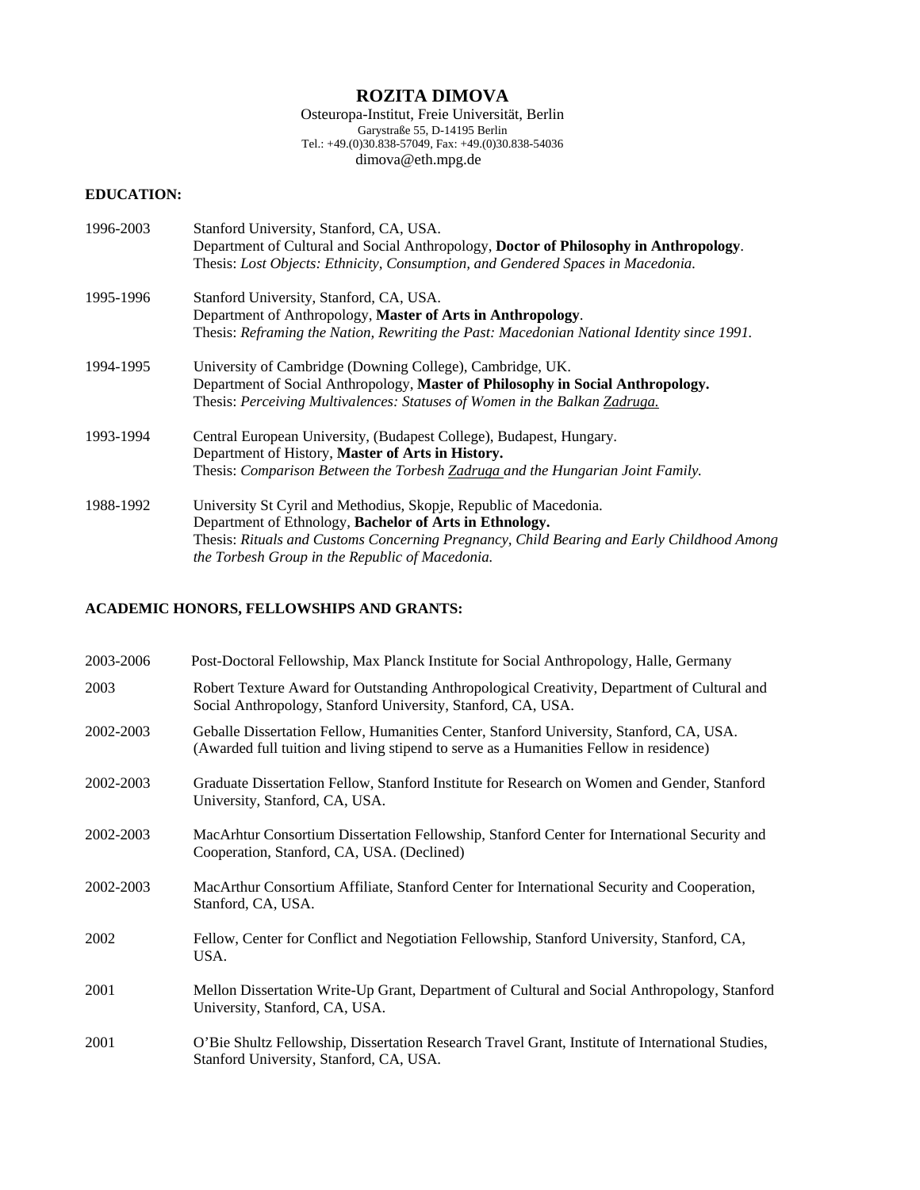# ROZITA DIMOVA

Osteuropa-Institut, Freie Universität, Berlin
Garystraße 55, D-14195 Berlin
Tel.: +49.(0)30.838-57049, Fax: +49.(0)30.838-54036
dimova@eth.mpg.de

## EDUCATION:

1996-2003 Stanford University, Stanford, CA, USA.
Department of Cultural and Social Anthropology, **Doctor of Philosophy in Anthropology**.
Thesis: *Lost Objects: Ethnicity, Consumption, and Gendered Spaces in Macedonia.*

1995-1996 Stanford University, Stanford, CA, USA.
Department of Anthropology, **Master of Arts in Anthropology**.
Thesis: *Reframing the Nation, Rewriting the Past: Macedonian National Identity since 1991.*

1994-1995 University of Cambridge (Downing College), Cambridge, UK.
Department of Social Anthropology, **Master of Philosophy in Social Anthropology.**
Thesis: *Perceiving Multivalences: Statuses of Women in the Balkan Zadruga.*

1993-1994 Central European University, (Budapest College), Budapest, Hungary.
Department of History, **Master of Arts in History.**
Thesis: *Comparison Between the Torbesh Zadruga and the Hungarian Joint Family.*

1988-1992 University St Cyril and Methodius, Skopje, Republic of Macedonia.
Department of Ethnology, **Bachelor of Arts in Ethnology.**
Thesis: *Rituals and Customs Concerning Pregnancy, Child Bearing and Early Childhood Among the Torbesh Group in the Republic of Macedonia.*

## ACADEMIC HONORS, FELLOWSHIPS AND GRANTS:

2003-2006 Post-Doctoral Fellowship, Max Planck Institute for Social Anthropology, Halle, Germany

2003 Robert Texture Award for Outstanding Anthropological Creativity, Department of Cultural and Social Anthropology, Stanford University, Stanford, CA, USA.

2002-2003 Geballe Dissertation Fellow, Humanities Center, Stanford University, Stanford, CA, USA. (Awarded full tuition and living stipend to serve as a Humanities Fellow in residence)

2002-2003 Graduate Dissertation Fellow, Stanford Institute for Research on Women and Gender, Stanford University, Stanford, CA, USA.

2002-2003 MacArhtur Consortium Dissertation Fellowship, Stanford Center for International Security and Cooperation, Stanford, CA, USA. (Declined)

2002-2003 MacArthur Consortium Affiliate, Stanford Center for International Security and Cooperation, Stanford, CA, USA.

2002 Fellow, Center for Conflict and Negotiation Fellowship, Stanford University, Stanford, CA, USA.

2001 Mellon Dissertation Write-Up Grant, Department of Cultural and Social Anthropology, Stanford University, Stanford, CA, USA.

2001 O'Bie Shultz Fellowship, Dissertation Research Travel Grant, Institute of International Studies, Stanford University, Stanford, CA, USA.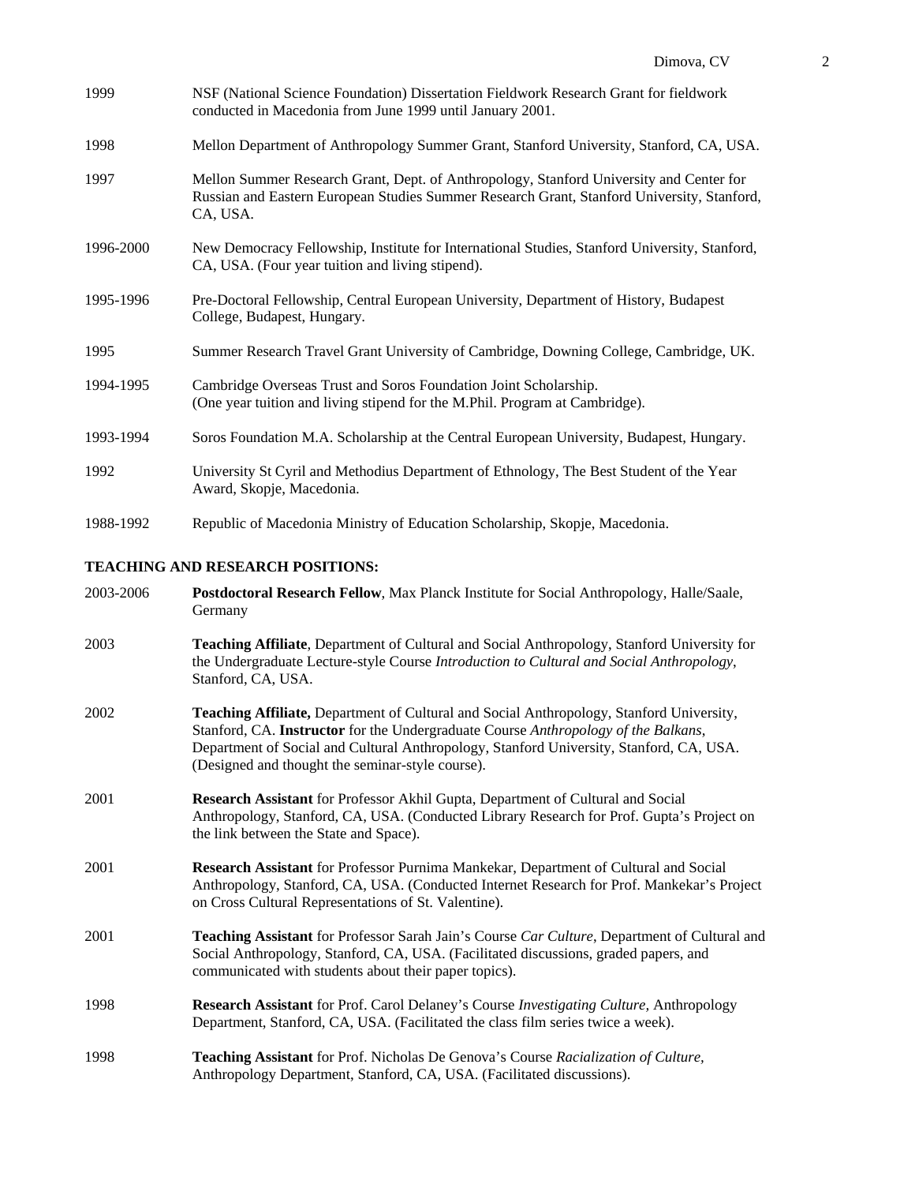1999 NSF (National Science Foundation) Dissertation Fieldwork Research Grant for fieldwork conducted in Macedonia from June 1999 until January 2001.

1998 Mellon Department of Anthropology Summer Grant, Stanford University, Stanford, CA, USA.

1997 Mellon Summer Research Grant, Dept. of Anthropology, Stanford University and Center for Russian and Eastern European Studies Summer Research Grant, Stanford University, Stanford, CA, USA.

1996-2000 New Democracy Fellowship, Institute for International Studies, Stanford University, Stanford, CA, USA. (Four year tuition and living stipend).

1995-1996 Pre-Doctoral Fellowship, Central European University, Department of History, Budapest College, Budapest, Hungary.

1995 Summer Research Travel Grant University of Cambridge, Downing College, Cambridge, UK.

1994-1995 Cambridge Overseas Trust and Soros Foundation Joint Scholarship. (One year tuition and living stipend for the M.Phil. Program at Cambridge).

1993-1994 Soros Foundation M.A. Scholarship at the Central European University, Budapest, Hungary.

1992 University St Cyril and Methodius Department of Ethnology, The Best Student of the Year Award, Skopje, Macedonia.

1988-1992 Republic of Macedonia Ministry of Education Scholarship, Skopje, Macedonia.

**TEACHING AND RESEARCH POSITIONS:**

2003-2006 **Postdoctoral Research Fellow**, Max Planck Institute for Social Anthropology, Halle/Saale, Germany

2003 **Teaching Affiliate**, Department of Cultural and Social Anthropology, Stanford University for the Undergraduate Lecture-style Course *Introduction to Cultural and Social Anthropology*, Stanford, CA, USA.

2002 **Teaching Affiliate,** Department of Cultural and Social Anthropology, Stanford University, Stanford, CA. **Instructor** for the Undergraduate Course *Anthropology of the Balkans*, Department of Social and Cultural Anthropology, Stanford University, Stanford, CA, USA. (Designed and thought the seminar-style course).

2001 **Research Assistant** for Professor Akhil Gupta, Department of Cultural and Social Anthropology, Stanford, CA, USA. (Conducted Library Research for Prof. Gupta's Project on the link between the State and Space).

2001 **Research Assistant** for Professor Purnima Mankekar, Department of Cultural and Social Anthropology, Stanford, CA, USA. (Conducted Internet Research for Prof. Mankekar's Project on Cross Cultural Representations of St. Valentine).

2001 **Teaching Assistant** for Professor Sarah Jain's Course *Car Culture*, Department of Cultural and Social Anthropology, Stanford, CA, USA. (Facilitated discussions, graded papers, and communicated with students about their paper topics).

1998 **Research Assistant** for Prof. Carol Delaney's Course *Investigating Culture,* Anthropology Department, Stanford, CA, USA. (Facilitated the class film series twice a week).

1998 **Teaching Assistant** for Prof. Nicholas De Genova's Course *Racialization of Culture,* Anthropology Department, Stanford, CA, USA. (Facilitated discussions).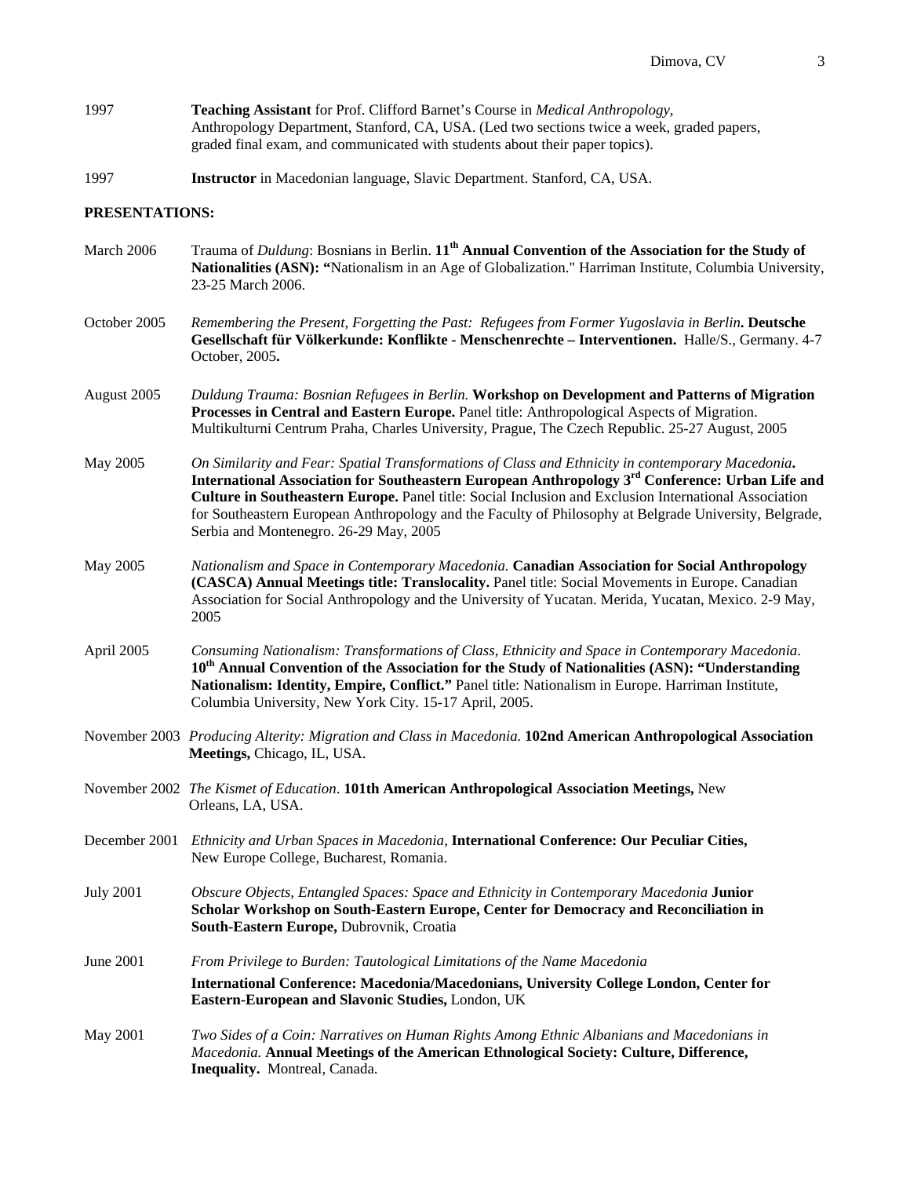1997 **Teaching Assistant** for Prof. Clifford Barnet's Course in *Medical Anthropology*, Anthropology Department, Stanford, CA, USA. (Led two sections twice a week, graded papers, graded final exam, and communicated with students about their paper topics).

1997 **Instructor** in Macedonian language, Slavic Department. Stanford, CA, USA.

**PRESENTATIONS:**

March 2006 Trauma of *Duldung*: Bosnians in Berlin. **11th Annual Convention of the Association for the Study of Nationalities (ASN): "**Nationalism in an Age of Globalization." Harriman Institute, Columbia University, 23-25 March 2006.

October 2005 *Remembering the Present, Forgetting the Past: Refugees from Former Yugoslavia in Berlin*. **Deutsche Gesellschaft für Völkerkunde: Konflikte - Menschenrechte – Interventionen.** Halle/S., Germany. 4-7 October, 2005**.**

August 2005 *Duldung Trauma: Bosnian Refugees in Berlin.* **Workshop on Development and Patterns of Migration Processes in Central and Eastern Europe.** Panel title: Anthropological Aspects of Migration. Multikulturni Centrum Praha, Charles University, Prague, The Czech Republic. 25-27 August, 2005

May 2005 *On Similarity and Fear: Spatial Transformations of Class and Ethnicity in contemporary Macedonia***. International Association for Southeastern European Anthropology 3rd Conference: Urban Life and Culture in Southeastern Europe.** Panel title: Social Inclusion and Exclusion International Association for Southeastern European Anthropology and the Faculty of Philosophy at Belgrade University, Belgrade, Serbia and Montenegro. 26-29 May, 2005

May 2005 *Nationalism and Space in Contemporary Macedonia.* **Canadian Association for Social Anthropology (CASCA) Annual Meetings title: Translocality.** Panel title: Social Movements in Europe. Canadian Association for Social Anthropology and the University of Yucatan. Merida, Yucatan, Mexico. 2-9 May, 2005

April 2005 *Consuming Nationalism: Transformations of Class, Ethnicity and Space in Contemporary Macedonia*. **10th Annual Convention of the Association for the Study of Nationalities (ASN): "Understanding Nationalism: Identity, Empire, Conflict."** Panel title: Nationalism in Europe. Harriman Institute, Columbia University, New York City. 15-17 April, 2005.

November 2003 *Producing Alterity: Migration and Class in Macedonia.* **102nd American Anthropological Association Meetings,** Chicago, IL, USA.

November 2002 *The Kismet of Education*. **101th American Anthropological Association Meetings,** New Orleans, LA, USA.

December 2001 *Ethnicity and Urban Spaces in Macedonia*, **International Conference: Our Peculiar Cities,** New Europe College, Bucharest, Romania.

July 2001 *Obscure Objects, Entangled Spaces: Space and Ethnicity in Contemporary Macedonia* **Junior Scholar Workshop on South-Eastern Europe, Center for Democracy and Reconciliation in South-Eastern Europe,** Dubrovnik, Croatia

June 2001 *From Privilege to Burden: Tautological Limitations of the Name Macedonia*

**International Conference: Macedonia/Macedonians, University College London, Center for Eastern-European and Slavonic Studies,** London, UK

May 2001 *Two Sides of a Coin: Narratives on Human Rights Among Ethnic Albanians and Macedonians in Macedonia.* **Annual Meetings of the American Ethnological Society: Culture, Difference, Inequality.** Montreal, Canada.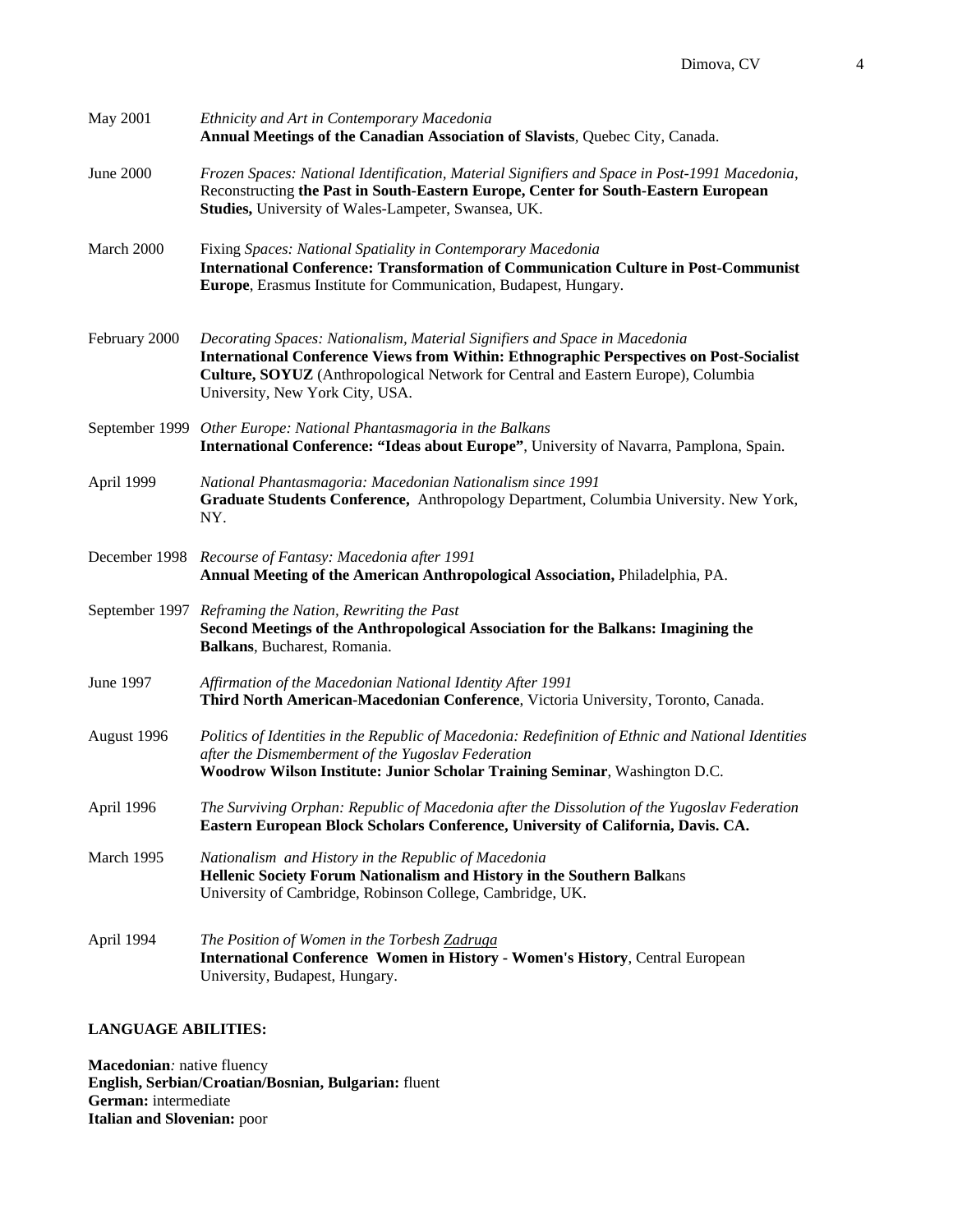May 2001 *Ethnicity and Art in Contemporary Macedonia*
**Annual Meetings of the Canadian Association of Slavists**, Quebec City, Canada.

June 2000 *Frozen Spaces: National Identification, Material Signifiers and Space in Post-1991 Macedonia*, Reconstructing **the Past in South-Eastern Europe, Center for South-Eastern European Studies,** University of Wales-Lampeter, Swansea, UK.

March 2000 Fixing *Spaces: National Spatiality in Contemporary Macedonia*
**International Conference: Transformation of Communication Culture in Post-Communist Europe**, Erasmus Institute for Communication, Budapest, Hungary.

February 2000 *Decorating Spaces: Nationalism, Material Signifiers and Space in Macedonia*
**International Conference Views from Within: Ethnographic Perspectives on Post-Socialist Culture, SOYUZ** (Anthropological Network for Central and Eastern Europe), Columbia University, New York City, USA.

September 1999 *Other Europe: National Phantasmagoria in the Balkans*
**International Conference: "Ideas about Europe"**, University of Navarra, Pamplona, Spain.

April 1999 *National Phantasmagoria: Macedonian Nationalism since 1991*
**Graduate Students Conference,** Anthropology Department, Columbia University. New York, NY.

December 1998 *Recourse of Fantasy: Macedonia after 1991*
**Annual Meeting of the American Anthropological Association,** Philadelphia, PA.

September 1997 *Reframing the Nation, Rewriting the Past*
**Second Meetings of the Anthropological Association for the Balkans: Imagining the Balkans**, Bucharest, Romania.

June 1997 *Affirmation of the Macedonian National Identity After 1991*
**Third North American-Macedonian Conference**, Victoria University, Toronto, Canada.

August 1996 *Politics of Identities in the Republic of Macedonia: Redefinition of Ethnic and National Identities after the Dismemberment of the Yugoslav Federation*
**Woodrow Wilson Institute: Junior Scholar Training Seminar**, Washington D.C.

April 1996 *The Surviving Orphan: Republic of Macedonia after the Dissolution of the Yugoslav Federation*
**Eastern European Block Scholars Conference, University of California, Davis. CA.**

March 1995 *Nationalism and History in the Republic of Macedonia*
**Hellenic Society Forum Nationalism and History in the Southern Balk**ans
University of Cambridge, Robinson College, Cambridge, UK.

April 1994 *The Position of Women in the Torbesh Zadruga*
**International Conference Women in History - Women's History**, Central European University, Budapest, Hungary.

**LANGUAGE ABILITIES:**

**Macedonian***:* native fluency
**English, Serbian/Croatian/Bosnian, Bulgarian:** fluent
**German:** intermediate
**Italian and Slovenian:** poor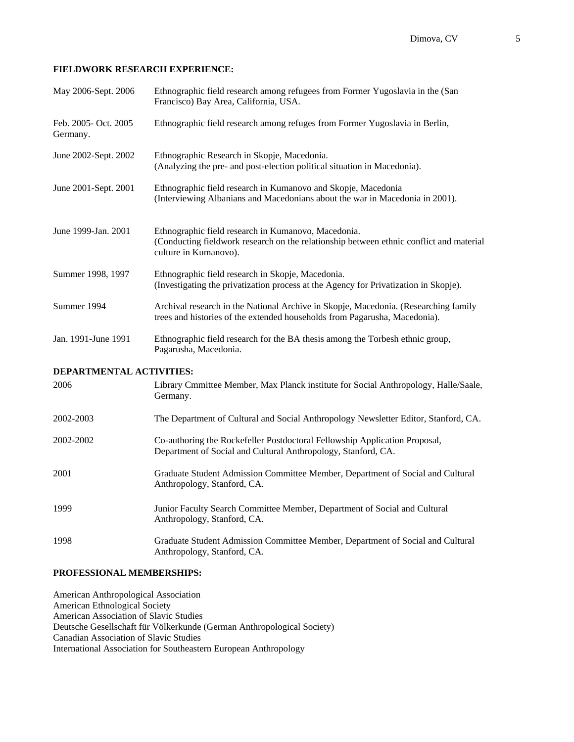**FIELDWORK RESEARCH EXPERIENCE:**

| | |
|---|---|
| May 2006-Sept. 2006 | Ethnographic field research among refugees from Former Yugoslavia in the (San Francisco) Bay Area, California, USA. |
| Feb. 2005- Oct. 2005 | Ethnographic field research among refuges from Former Yugoslavia in Berlin, Germany. |
| June 2002-Sept. 2002 | Ethnographic Research in Skopje, Macedonia. (Analyzing the pre- and post-election political situation in Macedonia). |
| June 2001-Sept. 2001 | Ethnographic field research in Kumanovo and Skopje, Macedonia (Interviewing Albanians and Macedonians about the war in Macedonia in 2001). |
| June 1999-Jan. 2001 | Ethnographic field research in Kumanovo, Macedonia. (Conducting fieldwork research on the relationship between ethnic conflict and material culture in Kumanovo). |
| Summer 1998, 1997 | Ethnographic field research in Skopje, Macedonia. (Investigating the privatization process at the Agency for Privatization in Skopje). |
| Summer 1994 | Archival research in the National Archive in Skopje, Macedonia. (Researching family trees and histories of the extended households from Pagarusha, Macedonia). |
| Jan. 1991-June 1991 | Ethnographic field research for the BA thesis among the Torbesh ethnic group, Pagarusha, Macedonia. |

**DEPARTMENTAL ACTIVITIES:**

| | |
|---|---|
| 2006 | Library Cmmittee Member, Max Planck institute for Social Anthropology, Halle/Saale, Germany. |
| 2002-2003 | The Department of Cultural and Social Anthropology Newsletter Editor, Stanford, CA. |
| 2002-2002 | Co-authoring the Rockefeller Postdoctoral Fellowship Application Proposal, Department of Social and Cultural Anthropology, Stanford, CA. |
| 2001 | Graduate Student Admission Committee Member, Department of Social and Cultural Anthropology, Stanford, CA. |
| 1999 | Junior Faculty Search Committee Member, Department of Social and Cultural Anthropology, Stanford, CA. |
| 1998 | Graduate Student Admission Committee Member, Department of Social and Cultural Anthropology, Stanford, CA. |

**PROFESSIONAL MEMBERSHIPS:**

American Anthropological Association
American Ethnological Society
American Association of Slavic Studies
Deutsche Gesellschaft für Völkerkunde (German Anthropological Society)
Canadian Association of Slavic Studies
International Association for Southeastern European Anthropology